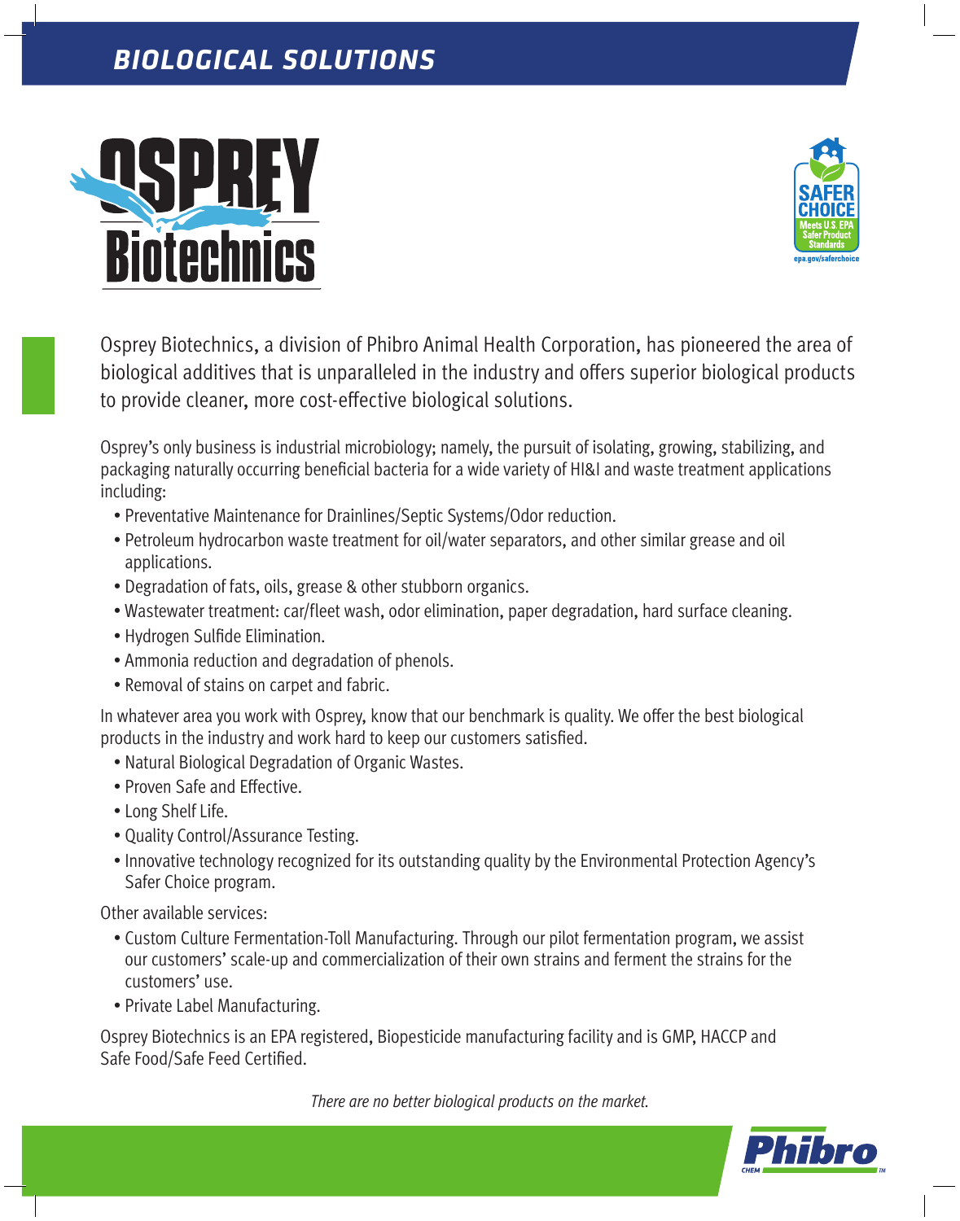# BIOLOGICAL SOLUTIONS

Osprey Biotechnics, a division of Phibro Animal Health Corporation, has pioneered the area of biological additives that is unparalleled in the industry and offers superior biological products to provide cleaner, more cost-effective biological solutions.

Osprey's only business is industrial microbiology; namely, the pursuit of isolating, growing, stabilizing, and packaging naturally occurring beneficial bacteria for a wide variety of HI&I and waste treatment applications including:

- Preventative Maintenance for Drainlines/Septic Systems/Odor reduction.
- Petroleum hydrocarbon waste treatment for oil/water separators, and other similar grease and oil applications.
- Degradation of fats, oils, grease & other stubborn organics.
- Wastewater treatment: car/fleet wash, odor elimination, paper degradation, hard surface cleaning.
- Hydrogen Sulfide Elimination.
- Ammonia reduction and degradation of phenols.
- Removal of stains on carpet and fabric.

In whatever area you work with Osprey, know that our benchmark is quality. We offer the best biological products in the industry and work hard to keep our customers satisfied.

- Natural Biological Degradation of Organic Wastes.
- Proven Safe and Effective.
- Long Shelf Life.
- Quality Control/Assurance Testing.
- Innovative technology recognized for its outstanding quality by the Environmental Protection Agency's Safer Choice program.

Other available services:

- Custom Culture Fermentation-Toll Manufacturing. Through our pilot fermentation program, we assist our customers' scale-up and commercialization of their own strains and ferment the strains for the customers' use.
- Private Label Manufacturing.

Osprey Biotechnics is an EPA registered, Biopesticide manufacturing facility and is GMP, HACCP and Safe Food/Safe Feed Certified.

*There are no better biological products on the market.*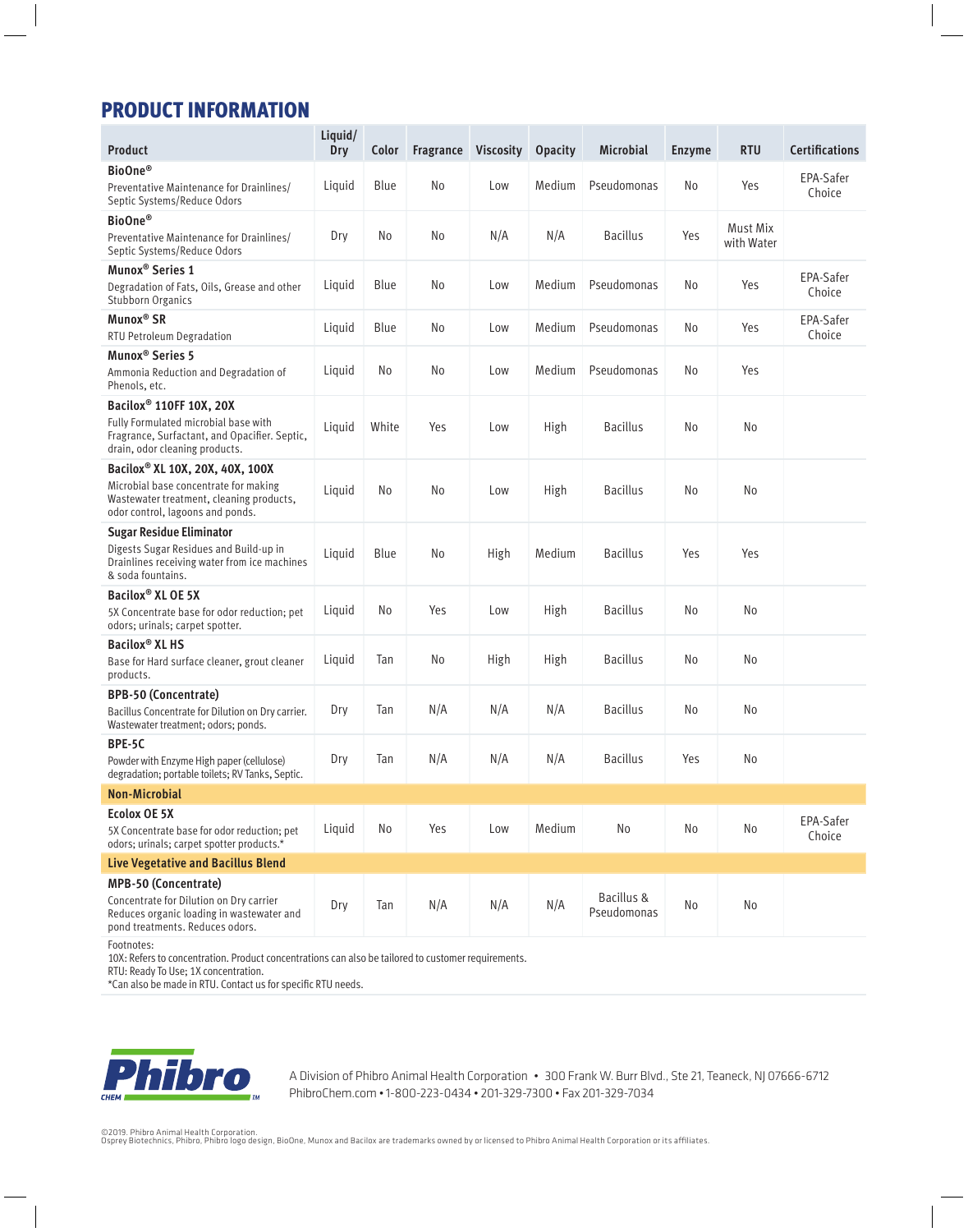## PRODUCT INFORMATION

| Product | Liquid/ Dry | Color | Fragrance | Viscosity | Opacity | Microbial | Enzyme | RTU | Certifications |
|---|---|---|---|---|---|---|---|---|---|
| **BioOne®** Preventative Maintenance for Drainlines/ Septic Systems/Reduce Odors | Liquid | Blue | No | Low | Medium | Pseudomonas | No | Yes | EPA-Safer Choice |
| **BioOne®** Preventative Maintenance for Drainlines/ Septic Systems/Reduce Odors | Dry | No | No | N/A | N/A | Bacillus | Yes | Must Mix with Water | |
| **Munox® Series 1** Degradation of Fats, Oils, Grease and other Stubborn Organics | Liquid | Blue | No | Low | Medium | Pseudomonas | No | Yes | EPA-Safer Choice |
| **Munox® SR** RTU Petroleum Degradation | Liquid | Blue | No | Low | Medium | Pseudomonas | No | Yes | EPA-Safer Choice |
| **Munox® Series 5** Ammonia Reduction and Degradation of Phenols, etc. | Liquid | No | No | Low | Medium | Pseudomonas | No | Yes | |
| **Bacilox® 110FF 10X, 20X** Fully Formulated microbial base with Fragrance, Surfactant, and Opacifier. Septic, drain, odor cleaning products. | Liquid | White | Yes | Low | High | Bacillus | No | No | |
| **Bacilox® XL 10X, 20X, 40X, 100X** Microbial base concentrate for making Wastewater treatment, cleaning products, odor control, lagoons and ponds. | Liquid | No | No | Low | High | Bacillus | No | No | |
| **Sugar Residue Eliminator** Digests Sugar Residues and Build-up in Drainlines receiving water from ice machines & soda fountains. | Liquid | Blue | No | High | Medium | Bacillus | Yes | Yes | |
| **Bacilox® XL OE 5X** 5X Concentrate base for odor reduction; pet odors; urinals; carpet spotter. | Liquid | No | Yes | Low | High | Bacillus | No | No | |
| **Bacilox® XL HS** Base for Hard surface cleaner, grout cleaner products. | Liquid | Tan | No | High | High | Bacillus | No | No | |
| **BPB-50 (Concentrate)** Bacillus Concentrate for Dilution on Dry carrier. Wastewater treatment; odors; ponds. | Dry | Tan | N/A | N/A | N/A | Bacillus | No | No | |
| **BPE-5C** Powder with Enzyme High paper (cellulose) degradation; portable toilets; RV Tanks, Septic. | Dry | Tan | N/A | N/A | N/A | Bacillus | Yes | No | |
| **Non-Microbial** | | | | | | | | | |
| **Ecolox OE 5X** 5X Concentrate base for odor reduction; pet odors; urinals; carpet spotter products.* | Liquid | No | Yes | Low | Medium | No | No | No | EPA-Safer Choice |
| **Live Vegetative and Bacillus Blend** | | | | | | | | | |
| **MPB-50 (Concentrate)** Concentrate for Dilution on Dry carrier Reduces organic loading in wastewater and pond treatments. Reduces odors. | Dry | Tan | N/A | N/A | N/A | Bacillus & Pseudomonas | No | No | |

Footnotes:
10X: Refers to concentration. Product concentrations can also be tailored to customer requirements.
RTU: Ready To Use; 1X concentration.
*Can also be made in RTU. Contact us for specific RTU needs.

Phibro CHEM™

A Division of Phibro Animal Health Corporation • 300 Frank W. Burr Blvd., Ste 21, Teaneck, NJ 07666-6712
PhibroChem.com • 1-800-223-0434 • 201-329-7300 • Fax 201-329-7034

©2019. Phibro Animal Health Corporation.
Osprey Biotechnics, Phibro, Phibro logo design, BioOne, Munox and Bacilox are trademarks owned by or licensed to Phibro Animal Health Corporation or its affiliates.